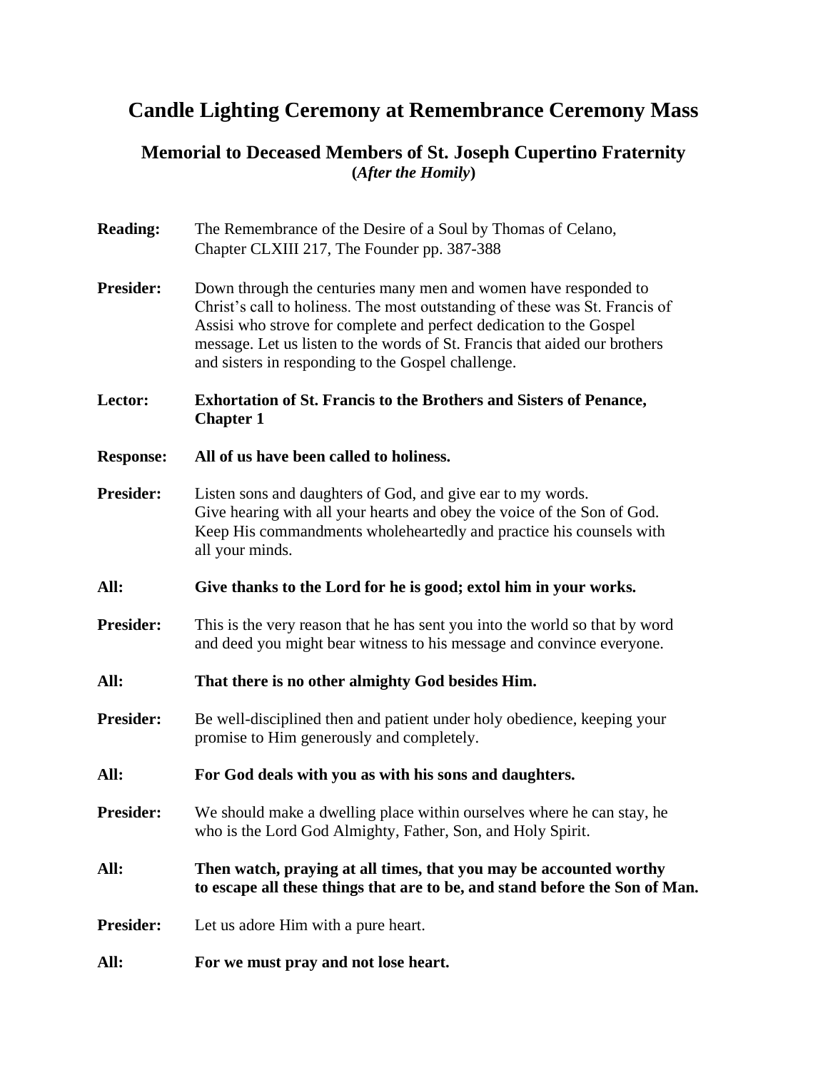# Candle Lighting Ceremony at Remembrance Ceremony Mass

## Memorial to Deceased Members of St. Joseph Cupertino Fraternity
**(*After the Homily*)**

**Reading:** The Remembrance of the Desire of a Soul by Thomas of Celano, Chapter CLXIII 217, The Founder pp. 387-388

**Presider:** Down through the centuries many men and women have responded to Christ's call to holiness. The most outstanding of these was St. Francis of Assisi who strove for complete and perfect dedication to the Gospel message. Let us listen to the words of St. Francis that aided our brothers and sisters in responding to the Gospel challenge.

**Lector:** **Exhortation of St. Francis to the Brothers and Sisters of Penance, Chapter 1**

**Response:** **All of us have been called to holiness.**

**Presider:** Listen sons and daughters of God, and give ear to my words. Give hearing with all your hearts and obey the voice of the Son of God. Keep His commandments wholeheartedly and practice his counsels with all your minds.

**All:** **Give thanks to the Lord for he is good; extol him in your works.**

**Presider:** This is the very reason that he has sent you into the world so that by word and deed you might bear witness to his message and convince everyone.

**All:** **That there is no other almighty God besides Him.**

**Presider:** Be well-disciplined then and patient under holy obedience, keeping your promise to Him generously and completely.

**All:** **For God deals with you as with his sons and daughters.**

**Presider:** We should make a dwelling place within ourselves where he can stay, he who is the Lord God Almighty, Father, Son, and Holy Spirit.

**All:** **Then watch, praying at all times, that you may be accounted worthy to escape all these things that are to be, and stand before the Son of Man.**

**Presider:** Let us adore Him with a pure heart.

**All:** **For we must pray and not lose heart.**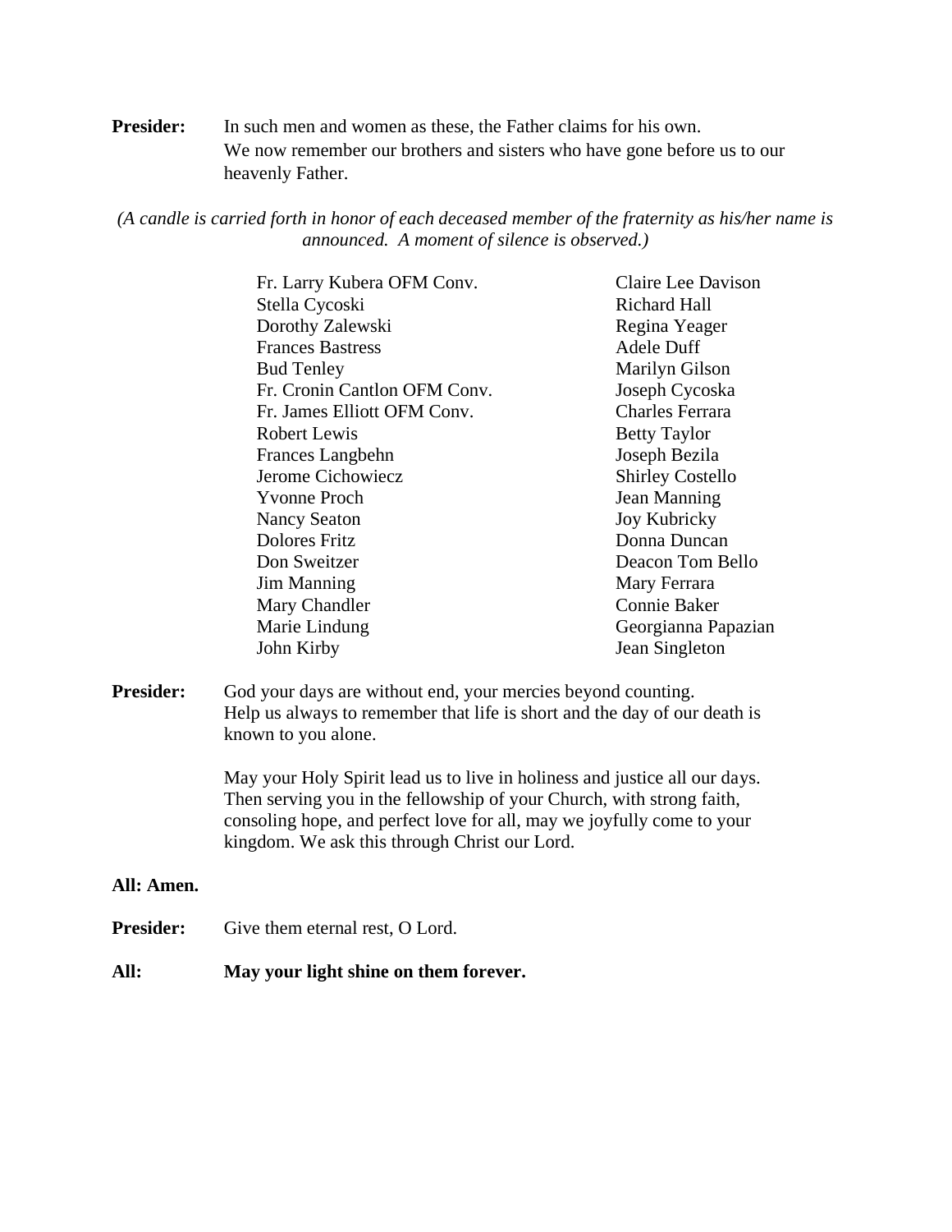**Presider:** In such men and women as these, the Father claims for his own. We now remember our brothers and sisters who have gone before us to our heavenly Father.

*(A candle is carried forth in honor of each deceased member of the fraternity as his/her name is announced. A moment of silence is observed.)*

Fr. Larry Kubera OFM Conv.
Stella Cycoski
Dorothy Zalewski
Frances Bastress
Bud Tenley
Fr. Cronin Cantlon OFM Conv.
Fr. James Elliott OFM Conv.
Robert Lewis
Frances Langbehn
Jerome Cichowiecz
Yvonne Proch
Nancy Seaton
Dolores Fritz
Don Sweitzer
Jim Manning
Mary Chandler
Marie Lindung
John Kirby
Claire Lee Davison
Richard Hall
Regina Yeager
Adele Duff
Marilyn Gilson
Joseph Cycoska
Charles Ferrara
Betty Taylor
Joseph Bezila
Shirley Costello
Jean Manning
Joy Kubricky
Donna Duncan
Deacon Tom Bello
Mary Ferrara
Connie Baker
Georgianna Papazian
Jean Singleton

**Presider:** God your days are without end, your mercies beyond counting. Help us always to remember that life is short and the day of our death is known to you alone.

May your Holy Spirit lead us to live in holiness and justice all our days. Then serving you in the fellowship of your Church, with strong faith, consoling hope, and perfect love for all, may we joyfully come to your kingdom. We ask this through Christ our Lord.

**All: Amen.**

**Presider:** Give them eternal rest, O Lord.

**All:** **May your light shine on them forever.**